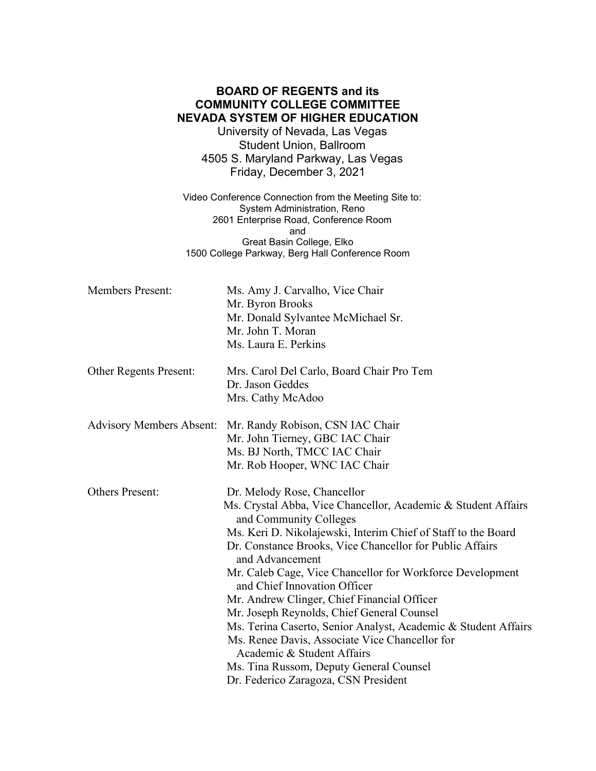**BOARD OF REGENTS and its**
**COMMUNITY COLLEGE COMMITTEE**
**NEVADA SYSTEM OF HIGHER EDUCATION**

University of Nevada, Las Vegas
Student Union, Ballroom
4505 S. Maryland Parkway, Las Vegas
Friday, December 3, 2021

Video Conference Connection from the Meeting Site to:
System Administration, Reno
2601 Enterprise Road, Conference Room
and
Great Basin College, Elko
1500 College Parkway, Berg Hall Conference Room

| | |
|---|---|
| Members Present: | Ms. Amy J. Carvalho, Vice Chair |
| | Mr. Byron Brooks |
| | Mr. Donald Sylvantee McMichael Sr. |
| | Mr. John T. Moran |
| | Ms. Laura E. Perkins |
| Other Regents Present: | Mrs. Carol Del Carlo, Board Chair Pro Tem |
| | Dr. Jason Geddes |
| | Mrs. Cathy McAdoo |
| Advisory Members Absent: | Mr. Randy Robison, CSN IAC Chair |
| | Mr. John Tierney, GBC IAC Chair |
| | Ms. BJ North, TMCC IAC Chair |
| | Mr. Rob Hooper, WNC IAC Chair |
| Others Present: | Dr. Melody Rose, Chancellor |
| | Ms. Crystal Abba, Vice Chancellor, Academic & Student Affairs and Community Colleges |
| | Ms. Keri D. Nikolajewski, Interim Chief of Staff to the Board |
| | Dr. Constance Brooks, Vice Chancellor for Public Affairs and Advancement |
| | Mr. Caleb Cage, Vice Chancellor for Workforce Development and Chief Innovation Officer |
| | Mr. Andrew Clinger, Chief Financial Officer |
| | Mr. Joseph Reynolds, Chief General Counsel |
| | Ms. Terina Caserto, Senior Analyst, Academic & Student Affairs |
| | Ms. Renee Davis, Associate Vice Chancellor for Academic & Student Affairs |
| | Ms. Tina Russom, Deputy General Counsel |
| | Dr. Federico Zaragoza, CSN President |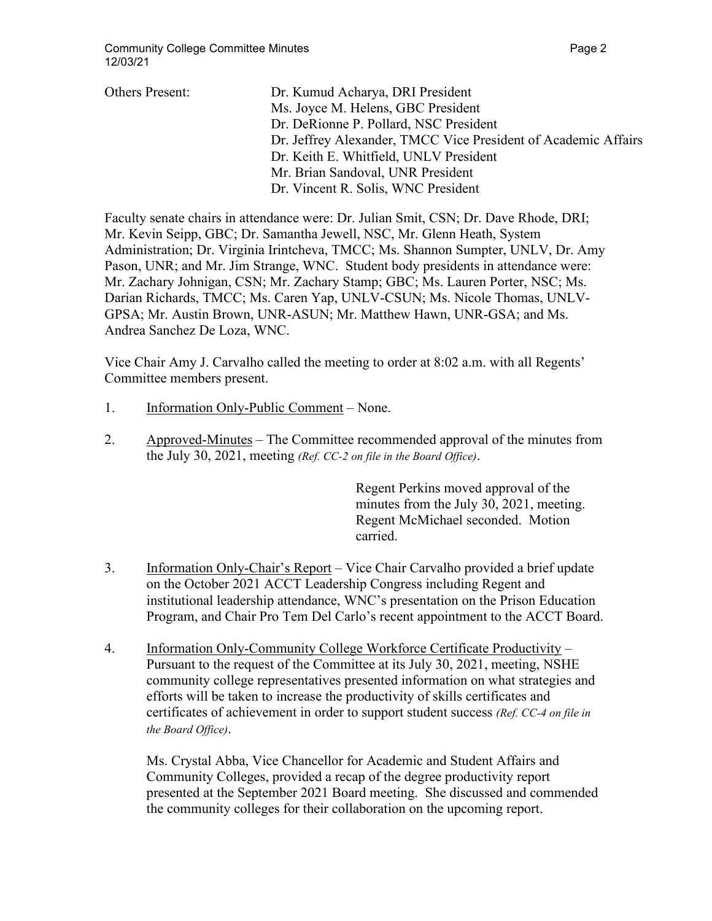Others Present: Dr. Kumud Acharya, DRI President
Ms. Joyce M. Helens, GBC President
Dr. DeRionne P. Pollard, NSC President
Dr. Jeffrey Alexander, TMCC Vice President of Academic Affairs
Dr. Keith E. Whitfield, UNLV President
Mr. Brian Sandoval, UNR President
Dr. Vincent R. Solis, WNC President

Faculty senate chairs in attendance were: Dr. Julian Smit, CSN; Dr. Dave Rhode, DRI; Mr. Kevin Seipp, GBC; Dr. Samantha Jewell, NSC, Mr. Glenn Heath, System Administration; Dr. Virginia Irintcheva, TMCC; Ms. Shannon Sumpter, UNLV, Dr. Amy Pason, UNR; and Mr. Jim Strange, WNC. Student body presidents in attendance were: Mr. Zachary Johnigan, CSN; Mr. Zachary Stamp; GBC; Ms. Lauren Porter, NSC; Ms. Darian Richards, TMCC; Ms. Caren Yap, UNLV-CSUN; Ms. Nicole Thomas, UNLV-GPSA; Mr. Austin Brown, UNR-ASUN; Mr. Matthew Hawn, UNR-GSA; and Ms. Andrea Sanchez De Loza, WNC.

Vice Chair Amy J. Carvalho called the meeting to order at 8:02 a.m. with all Regents' Committee members present.

1. Information Only-Public Comment – None.

2. Approved-Minutes – The Committee recommended approval of the minutes from the July 30, 2021, meeting *(Ref. CC-2 on file in the Board Office)*.

   Regent Perkins moved approval of the minutes from the July 30, 2021, meeting. Regent McMichael seconded. Motion carried.

3. Information Only-Chair's Report – Vice Chair Carvalho provided a brief update on the October 2021 ACCT Leadership Congress including Regent and institutional leadership attendance, WNC's presentation on the Prison Education Program, and Chair Pro Tem Del Carlo's recent appointment to the ACCT Board.

4. Information Only-Community College Workforce Certificate Productivity – Pursuant to the request of the Committee at its July 30, 2021, meeting, NSHE community college representatives presented information on what strategies and efforts will be taken to increase the productivity of skills certificates and certificates of achievement in order to support student success *(Ref. CC-4 on file in the Board Office)*.

   Ms. Crystal Abba, Vice Chancellor for Academic and Student Affairs and Community Colleges, provided a recap of the degree productivity report presented at the September 2021 Board meeting. She discussed and commended the community colleges for their collaboration on the upcoming report.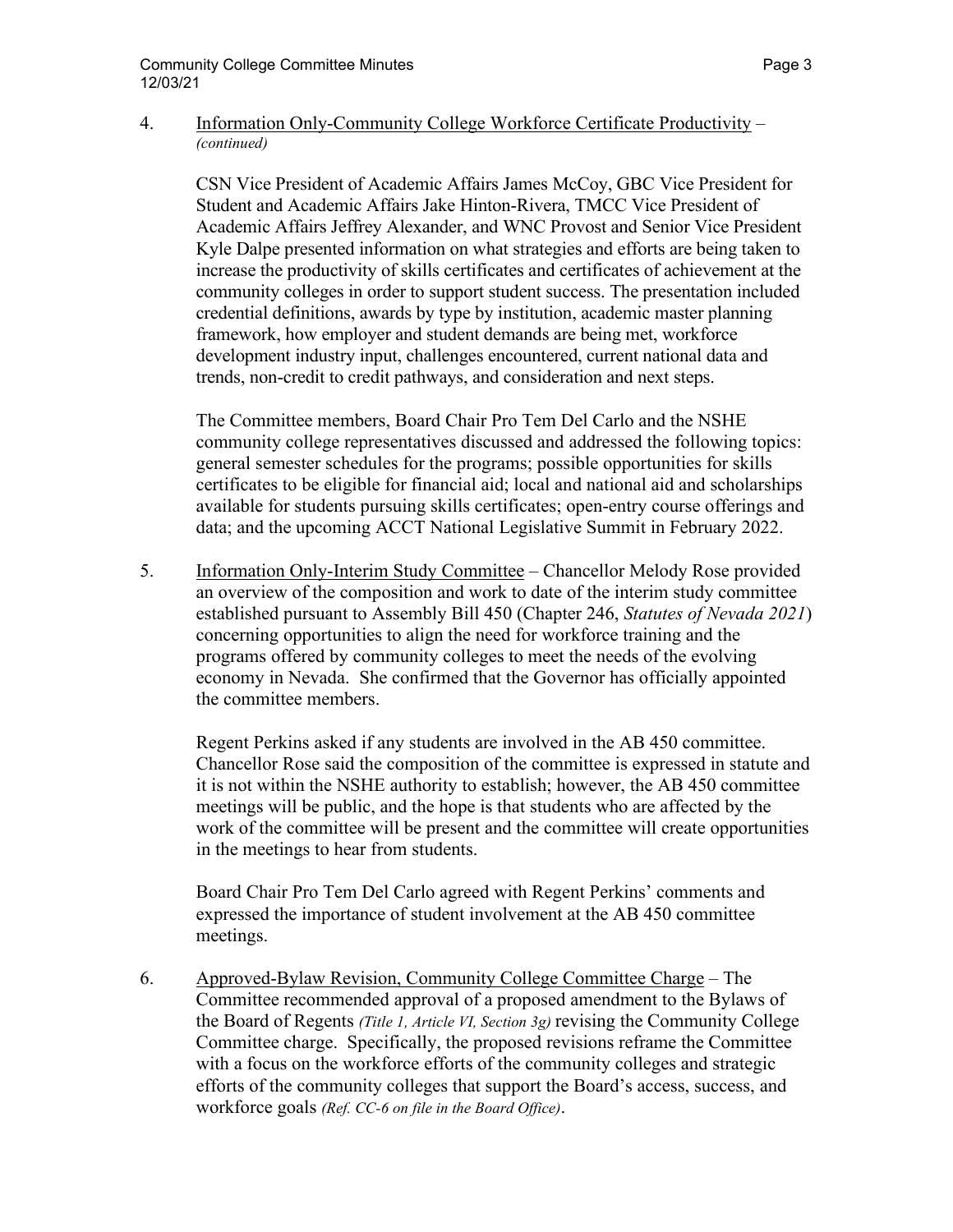4. <u>Information Only-Community College Workforce Certificate Productivity</u> – *(continued)*

   CSN Vice President of Academic Affairs James McCoy, GBC Vice President for Student and Academic Affairs Jake Hinton-Rivera, TMCC Vice President of Academic Affairs Jeffrey Alexander, and WNC Provost and Senior Vice President Kyle Dalpe presented information on what strategies and efforts are being taken to increase the productivity of skills certificates and certificates of achievement at the community colleges in order to support student success. The presentation included credential definitions, awards by type by institution, academic master planning framework, how employer and student demands are being met, workforce development industry input, challenges encountered, current national data and trends, non-credit to credit pathways, and consideration and next steps.

   The Committee members, Board Chair Pro Tem Del Carlo and the NSHE community college representatives discussed and addressed the following topics: general semester schedules for the programs; possible opportunities for skills certificates to be eligible for financial aid; local and national aid and scholarships available for students pursuing skills certificates; open-entry course offerings and data; and the upcoming ACCT National Legislative Summit in February 2022.

5. <u>Information Only-Interim Study Committee</u> – Chancellor Melody Rose provided an overview of the composition and work to date of the interim study committee established pursuant to Assembly Bill 450 (Chapter 246, *Statutes of Nevada 2021*) concerning opportunities to align the need for workforce training and the programs offered by community colleges to meet the needs of the evolving economy in Nevada. She confirmed that the Governor has officially appointed the committee members.

   Regent Perkins asked if any students are involved in the AB 450 committee. Chancellor Rose said the composition of the committee is expressed in statute and it is not within the NSHE authority to establish; however, the AB 450 committee meetings will be public, and the hope is that students who are affected by the work of the committee will be present and the committee will create opportunities in the meetings to hear from students.

   Board Chair Pro Tem Del Carlo agreed with Regent Perkins' comments and expressed the importance of student involvement at the AB 450 committee meetings.

6. <u>Approved-Bylaw Revision, Community College Committee Charge</u> – The Committee recommended approval of a proposed amendment to the Bylaws of the Board of Regents *(Title 1, Article VI, Section 3g)* revising the Community College Committee charge. Specifically, the proposed revisions reframe the Committee with a focus on the workforce efforts of the community colleges and strategic efforts of the community colleges that support the Board's access, success, and workforce goals *(Ref. CC-6 on file in the Board Office)*.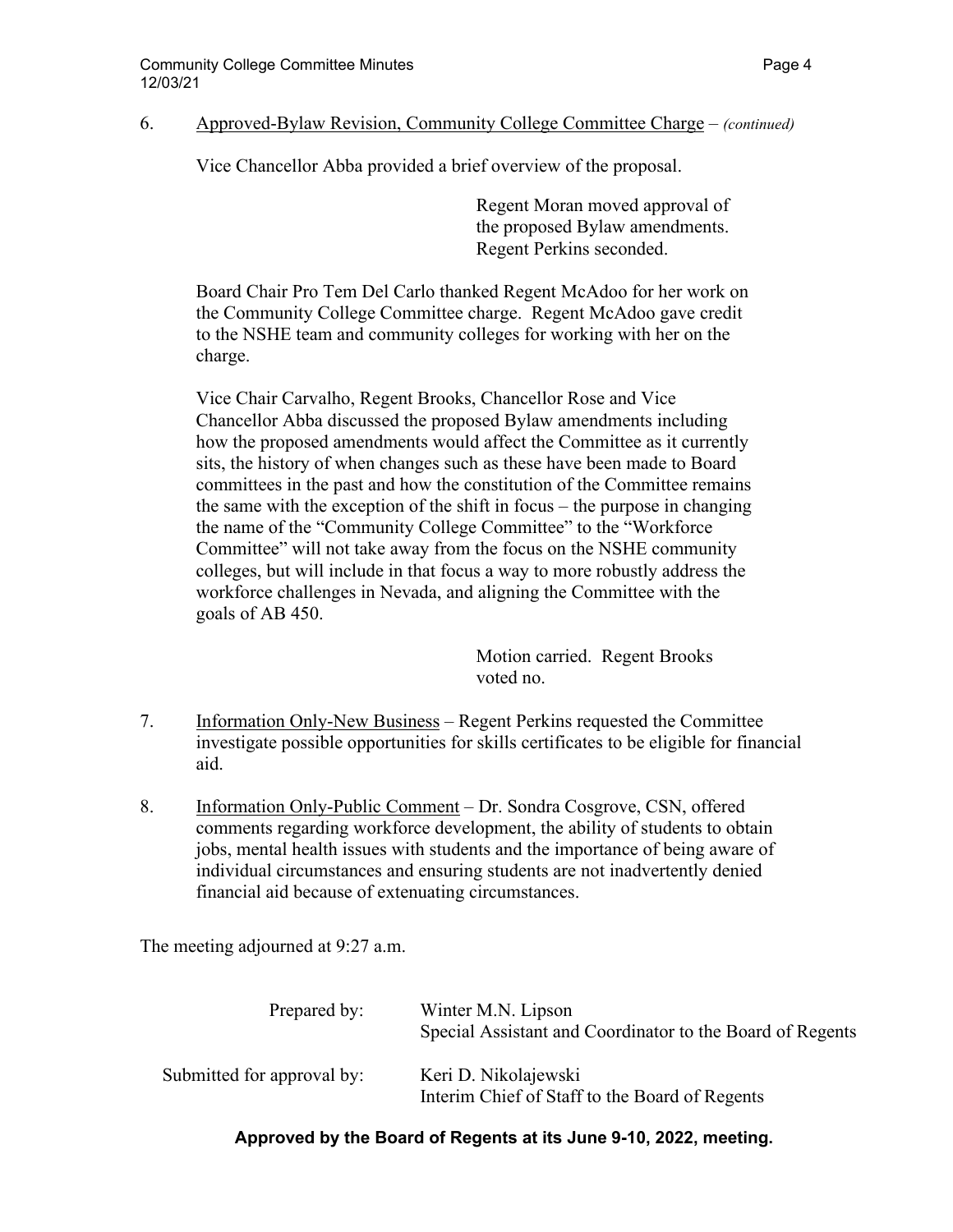6. Approved-Bylaw Revision, Community College Committee Charge – *(continued)*

Vice Chancellor Abba provided a brief overview of the proposal.

> Regent Moran moved approval of the proposed Bylaw amendments. Regent Perkins seconded.

Board Chair Pro Tem Del Carlo thanked Regent McAdoo for her work on the Community College Committee charge. Regent McAdoo gave credit to the NSHE team and community colleges for working with her on the charge.

Vice Chair Carvalho, Regent Brooks, Chancellor Rose and Vice Chancellor Abba discussed the proposed Bylaw amendments including how the proposed amendments would affect the Committee as it currently sits, the history of when changes such as these have been made to Board committees in the past and how the constitution of the Committee remains the same with the exception of the shift in focus – the purpose in changing the name of the "Community College Committee" to the "Workforce Committee" will not take away from the focus on the NSHE community colleges, but will include in that focus a way to more robustly address the workforce challenges in Nevada, and aligning the Committee with the goals of AB 450.

> Motion carried. Regent Brooks voted no.

7. Information Only-New Business – Regent Perkins requested the Committee investigate possible opportunities for skills certificates to be eligible for financial aid.

8. Information Only-Public Comment – Dr. Sondra Cosgrove, CSN, offered comments regarding workforce development, the ability of students to obtain jobs, mental health issues with students and the importance of being aware of individual circumstances and ensuring students are not inadvertently denied financial aid because of extenuating circumstances.

The meeting adjourned at 9:27 a.m.

Prepared by: Winter M.N. Lipson
Special Assistant and Coordinator to the Board of Regents

Submitted for approval by: Keri D. Nikolajewski
Interim Chief of Staff to the Board of Regents

**Approved by the Board of Regents at its June 9-10, 2022, meeting.**